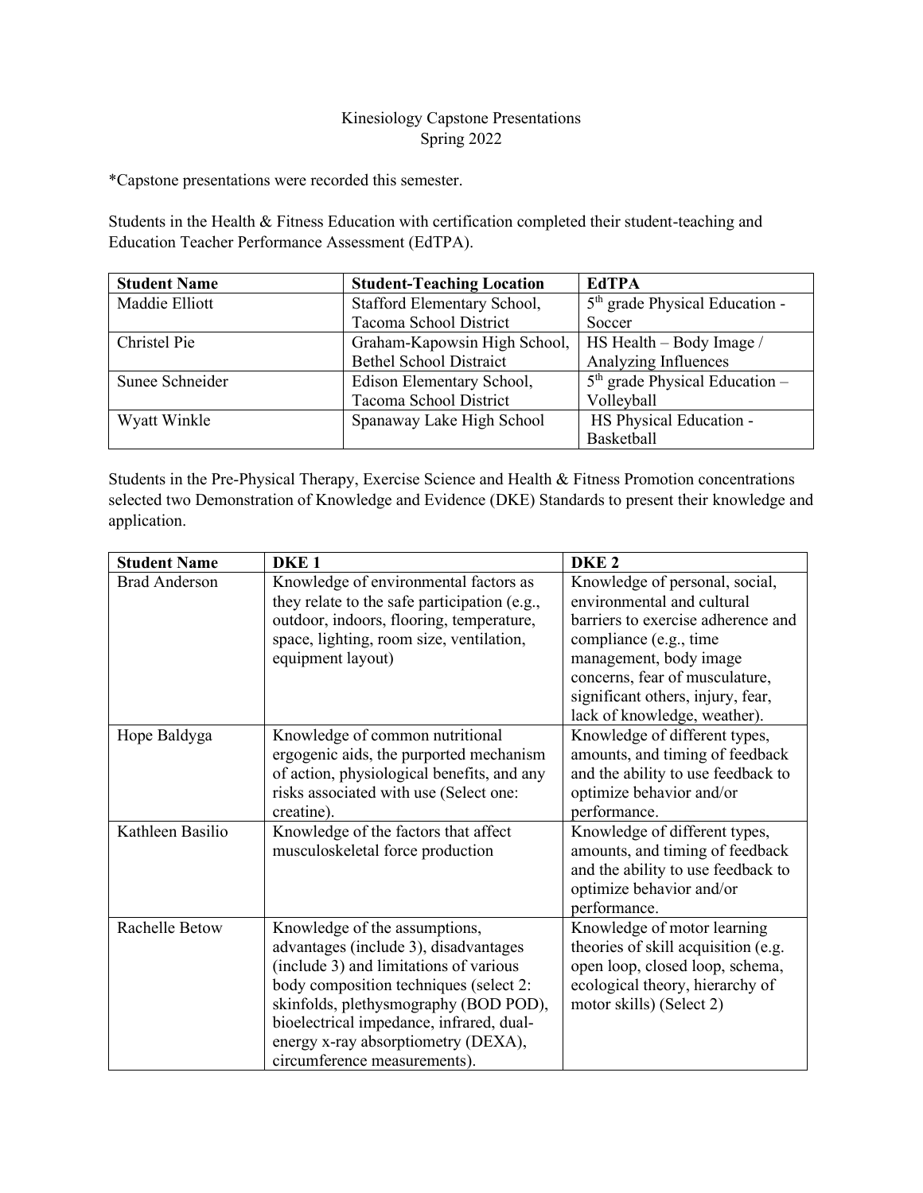# Kinesiology Capstone Presentations
## Spring 2022

*Capstone presentations were recorded this semester.

Students in the Health & Fitness Education with certification completed their student-teaching and Education Teacher Performance Assessment (EdTPA).

| Student Name | Student-Teaching Location | EdTPA |
|---|---|---|
| Maddie Elliott | Stafford Elementary School, Tacoma School District | 5th grade Physical Education - Soccer |
| Christel Pie | Graham-Kapowsin High School, Bethel School Distraict | HS Health – Body Image / Analyzing Influences |
| Sunee Schneider | Edison Elementary School, Tacoma School District | 5th grade Physical Education – Volleyball |
| Wyatt Winkle | Spanaway Lake High School | HS Physical Education - Basketball |

Students in the Pre-Physical Therapy, Exercise Science and Health & Fitness Promotion concentrations selected two Demonstration of Knowledge and Evidence (DKE) Standards to present their knowledge and application.

| Student Name | DKE 1 | DKE 2 |
|---|---|---|
| Brad Anderson | Knowledge of environmental factors as they relate to the safe participation (e.g., outdoor, indoors, flooring, temperature, space, lighting, room size, ventilation, equipment layout) | Knowledge of personal, social, environmental and cultural barriers to exercise adherence and compliance (e.g., time management, body image concerns, fear of musculature, significant others, injury, fear, lack of knowledge, weather). |
| Hope Baldyga | Knowledge of common nutritional ergogenic aids, the purported mechanism of action, physiological benefits, and any risks associated with use (Select one: creatine). | Knowledge of different types, amounts, and timing of feedback and the ability to use feedback to optimize behavior and/or performance. |
| Kathleen Basilio | Knowledge of the factors that affect musculoskeletal force production | Knowledge of different types, amounts, and timing of feedback and the ability to use feedback to optimize behavior and/or performance. |
| Rachelle Betow | Knowledge of the assumptions, advantages (include 3), disadvantages (include 3) and limitations of various body composition techniques (select 2: skinfolds, plethysmography (BOD POD), bioelectrical impedance, infrared, dual-energy x-ray absorptiometry (DEXA), circumference measurements). | Knowledge of motor learning theories of skill acquisition (e.g. open loop, closed loop, schema, ecological theory, hierarchy of motor skills) (Select 2) |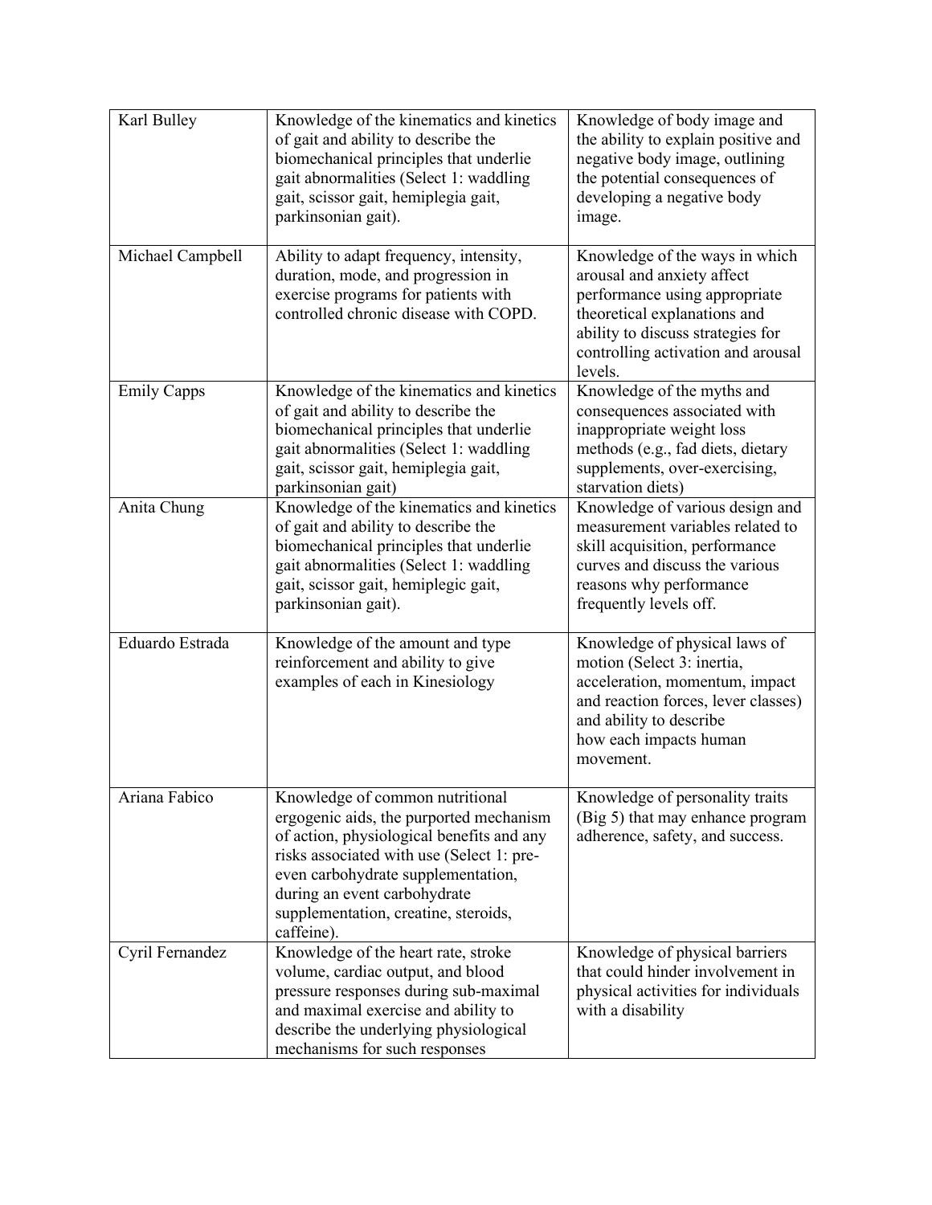| | | |
|---|---|---|
| Karl Bulley | Knowledge of the kinematics and kinetics of gait and ability to describe the biomechanical principles that underlie gait abnormalities (Select 1: waddling gait, scissor gait, hemiplegia gait, parkinsonian gait). | Knowledge of body image and the ability to explain positive and negative body image, outlining the potential consequences of developing a negative body image. |
| Michael Campbell | Ability to adapt frequency, intensity, duration, mode, and progression in exercise programs for patients with controlled chronic disease with COPD. | Knowledge of the ways in which arousal and anxiety affect performance using appropriate theoretical explanations and ability to discuss strategies for controlling activation and arousal levels. |
| Emily Capps | Knowledge of the kinematics and kinetics of gait and ability to describe the biomechanical principles that underlie gait abnormalities (Select 1: waddling gait, scissor gait, hemiplegia gait, parkinsonian gait) | Knowledge of the myths and consequences associated with inappropriate weight loss methods (e.g., fad diets, dietary supplements, over-exercising, starvation diets) |
| Anita Chung | Knowledge of the kinematics and kinetics of gait and ability to describe the biomechanical principles that underlie gait abnormalities (Select 1: waddling gait, scissor gait, hemiplegic gait, parkinsonian gait). | Knowledge of various design and measurement variables related to skill acquisition, performance curves and discuss the various reasons why performance frequently levels off. |
| Eduardo Estrada | Knowledge of the amount and type reinforcement and ability to give examples of each in Kinesiology | Knowledge of physical laws of motion (Select 3: inertia, acceleration, momentum, impact and reaction forces, lever classes) and ability to describe how each impacts human movement. |
| Ariana Fabico | Knowledge of common nutritional ergogenic aids, the purported mechanism of action, physiological benefits and any risks associated with use (Select 1: pre-even carbohydrate supplementation, during an event carbohydrate supplementation, creatine, steroids, caffeine). | Knowledge of personality traits (Big 5) that may enhance program adherence, safety, and success. |
| Cyril Fernandez | Knowledge of the heart rate, stroke volume, cardiac output, and blood pressure responses during sub-maximal and maximal exercise and ability to describe the underlying physiological mechanisms for such responses | Knowledge of physical barriers that could hinder involvement in physical activities for individuals with a disability |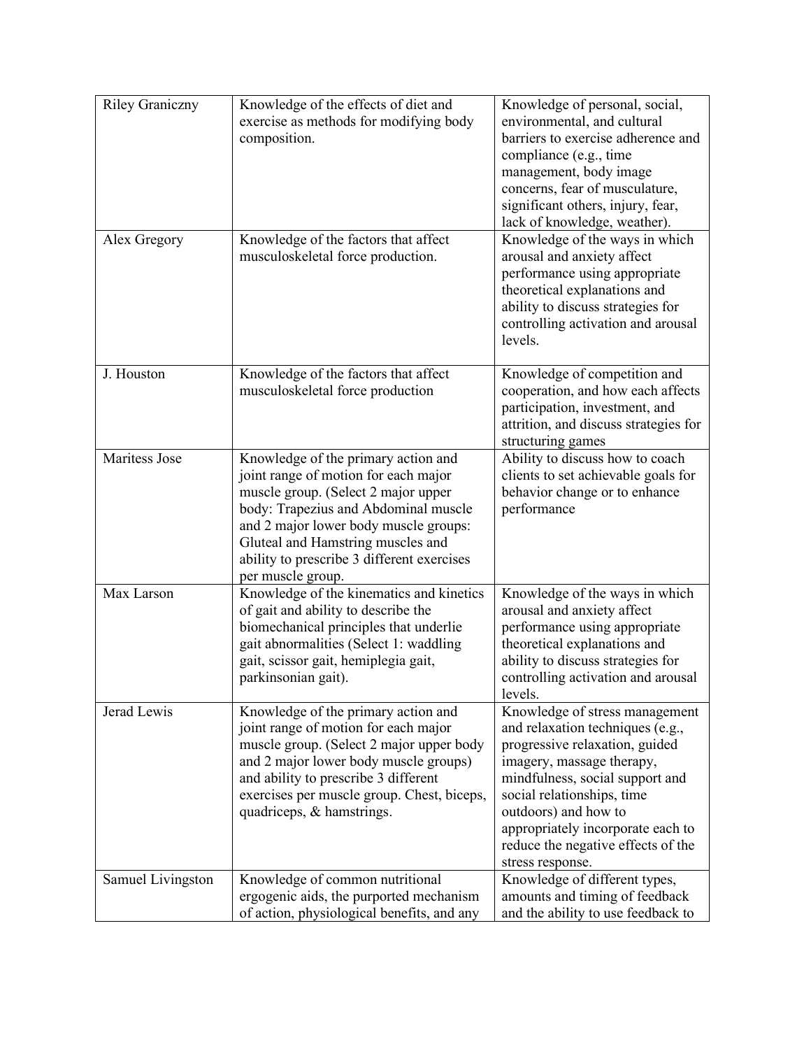| | | |
|---|---|---|
| Riley Graniczny | Knowledge of the effects of diet and exercise as methods for modifying body composition. | Knowledge of personal, social, environmental, and cultural barriers to exercise adherence and compliance (e.g., time management, body image concerns, fear of musculature, significant others, injury, fear, lack of knowledge, weather). |
| Alex Gregory | Knowledge of the factors that affect musculoskeletal force production. | Knowledge of the ways in which arousal and anxiety affect performance using appropriate theoretical explanations and ability to discuss strategies for controlling activation and arousal levels. |
| J. Houston | Knowledge of the factors that affect musculoskeletal force production | Knowledge of competition and cooperation, and how each affects participation, investment, and attrition, and discuss strategies for structuring games |
| Maritess Jose | Knowledge of the primary action and joint range of motion for each major muscle group. (Select 2 major upper body: Trapezius and Abdominal muscle and 2 major lower body muscle groups: Gluteal and Hamstring muscles and ability to prescribe 3 different exercises per muscle group. | Ability to discuss how to coach clients to set achievable goals for behavior change or to enhance performance |
| Max Larson | Knowledge of the kinematics and kinetics of gait and ability to describe the biomechanical principles that underlie gait abnormalities (Select 1: waddling gait, scissor gait, hemiplegia gait, parkinsonian gait). | Knowledge of the ways in which arousal and anxiety affect performance using appropriate theoretical explanations and ability to discuss strategies for controlling activation and arousal levels. |
| Jerad Lewis | Knowledge of the primary action and joint range of motion for each major muscle group. (Select 2 major upper body and 2 major lower body muscle groups) and ability to prescribe 3 different exercises per muscle group. Chest, biceps, quadriceps, & hamstrings. | Knowledge of stress management and relaxation techniques (e.g., progressive relaxation, guided imagery, massage therapy, mindfulness, social support and social relationships, time outdoors) and how to appropriately incorporate each to reduce the negative effects of the stress response. |
| Samuel Livingston | Knowledge of common nutritional ergogenic aids, the purported mechanism of action, physiological benefits, and any | Knowledge of different types, amounts and timing of feedback and the ability to use feedback to |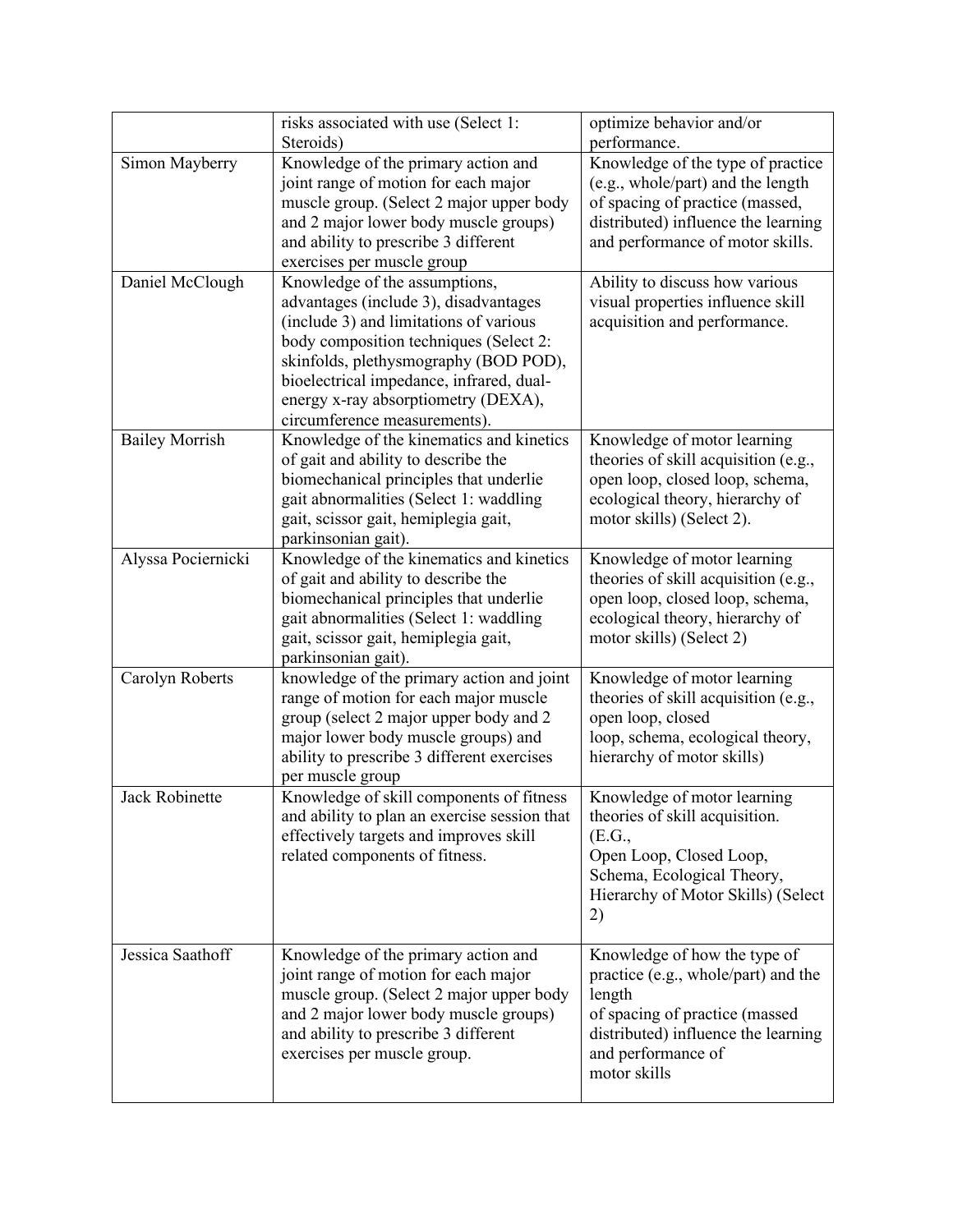| | | |
|---|---|---|
| | risks associated with use (Select 1: Steroids) | optimize behavior and/or performance. |
| Simon Mayberry | Knowledge of the primary action and joint range of motion for each major muscle group. (Select 2 major upper body and 2 major lower body muscle groups) and ability to prescribe 3 different exercises per muscle group | Knowledge of the type of practice (e.g., whole/part) and the length of spacing of practice (massed, distributed) influence the learning and performance of motor skills. |
| Daniel McClough | Knowledge of the assumptions, advantages (include 3), disadvantages (include 3) and limitations of various body composition techniques (Select 2: skinfolds, plethysmography (BOD POD), bioelectrical impedance, infrared, dual-energy x-ray absorptiometry (DEXA), circumference measurements). | Ability to discuss how various visual properties influence skill acquisition and performance. |
| Bailey Morrish | Knowledge of the kinematics and kinetics of gait and ability to describe the biomechanical principles that underlie gait abnormalities (Select 1: waddling gait, scissor gait, hemiplegia gait, parkinsonian gait). | Knowledge of motor learning theories of skill acquisition (e.g., open loop, closed loop, schema, ecological theory, hierarchy of motor skills) (Select 2). |
| Alyssa Pociernicki | Knowledge of the kinematics and kinetics of gait and ability to describe the biomechanical principles that underlie gait abnormalities (Select 1: waddling gait, scissor gait, hemiplegia gait, parkinsonian gait). | Knowledge of motor learning theories of skill acquisition (e.g., open loop, closed loop, schema, ecological theory, hierarchy of motor skills) (Select 2) |
| Carolyn Roberts | knowledge of the primary action and joint range of motion for each major muscle group (select 2 major upper body and 2 major lower body muscle groups) and ability to prescribe 3 different exercises per muscle group | Knowledge of motor learning theories of skill acquisition (e.g., open loop, closed loop, schema, ecological theory, hierarchy of motor skills) |
| Jack Robinette | Knowledge of skill components of fitness and ability to plan an exercise session that effectively targets and improves skill related components of fitness. | Knowledge of motor learning theories of skill acquisition. (E.G., Open Loop, Closed Loop, Schema, Ecological Theory, Hierarchy of Motor Skills) (Select 2) |
| Jessica Saathoff | Knowledge of the primary action and joint range of motion for each major muscle group. (Select 2 major upper body and 2 major lower body muscle groups) and ability to prescribe 3 different exercises per muscle group. | Knowledge of how the type of practice (e.g., whole/part) and the length of spacing of practice (massed distributed) influence the learning and performance of motor skills |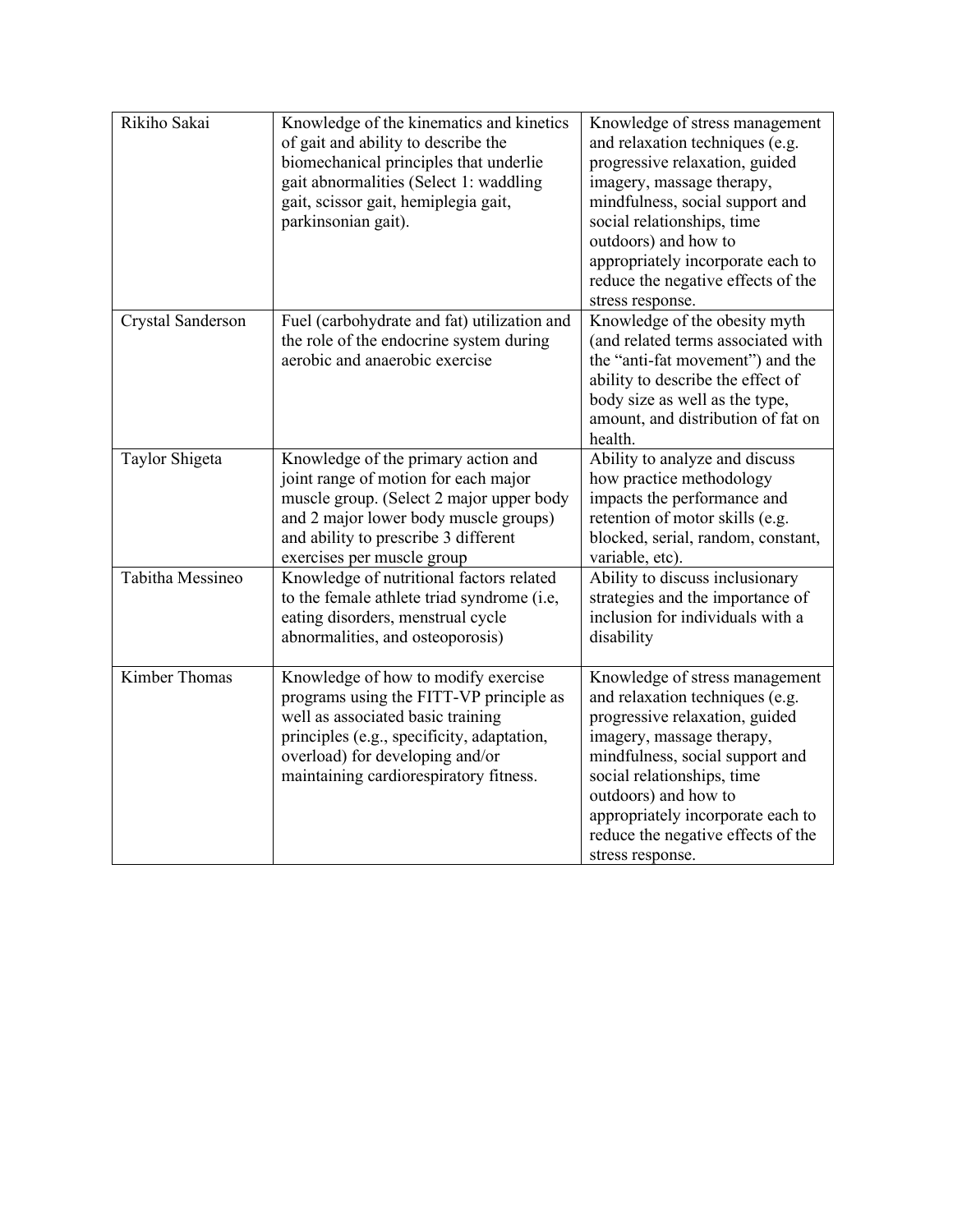| | | |
|---|---|---|
| Rikiho Sakai | Knowledge of the kinematics and kinetics of gait and ability to describe the biomechanical principles that underlie gait abnormalities (Select 1: waddling gait, scissor gait, hemiplegia gait, parkinsonian gait). | Knowledge of stress management and relaxation techniques (e.g. progressive relaxation, guided imagery, massage therapy, mindfulness, social support and social relationships, time outdoors) and how to appropriately incorporate each to reduce the negative effects of the stress response. |
| Crystal Sanderson | Fuel (carbohydrate and fat) utilization and the role of the endocrine system during aerobic and anaerobic exercise | Knowledge of the obesity myth (and related terms associated with the "anti-fat movement") and the ability to describe the effect of body size as well as the type, amount, and distribution of fat on health. |
| Taylor Shigeta | Knowledge of the primary action and joint range of motion for each major muscle group. (Select 2 major upper body and 2 major lower body muscle groups) and ability to prescribe 3 different exercises per muscle group | Ability to analyze and discuss how practice methodology impacts the performance and retention of motor skills (e.g. blocked, serial, random, constant, variable, etc). |
| Tabitha Messineo | Knowledge of nutritional factors related to the female athlete triad syndrome (i.e, eating disorders, menstrual cycle abnormalities, and osteoporosis) | Ability to discuss inclusionary strategies and the importance of inclusion for individuals with a disability |
| Kimber Thomas | Knowledge of how to modify exercise programs using the FITT-VP principle as well as associated basic training principles (e.g., specificity, adaptation, overload) for developing and/or maintaining cardiorespiratory fitness. | Knowledge of stress management and relaxation techniques (e.g. progressive relaxation, guided imagery, massage therapy, mindfulness, social support and social relationships, time outdoors) and how to appropriately incorporate each to reduce the negative effects of the stress response. |